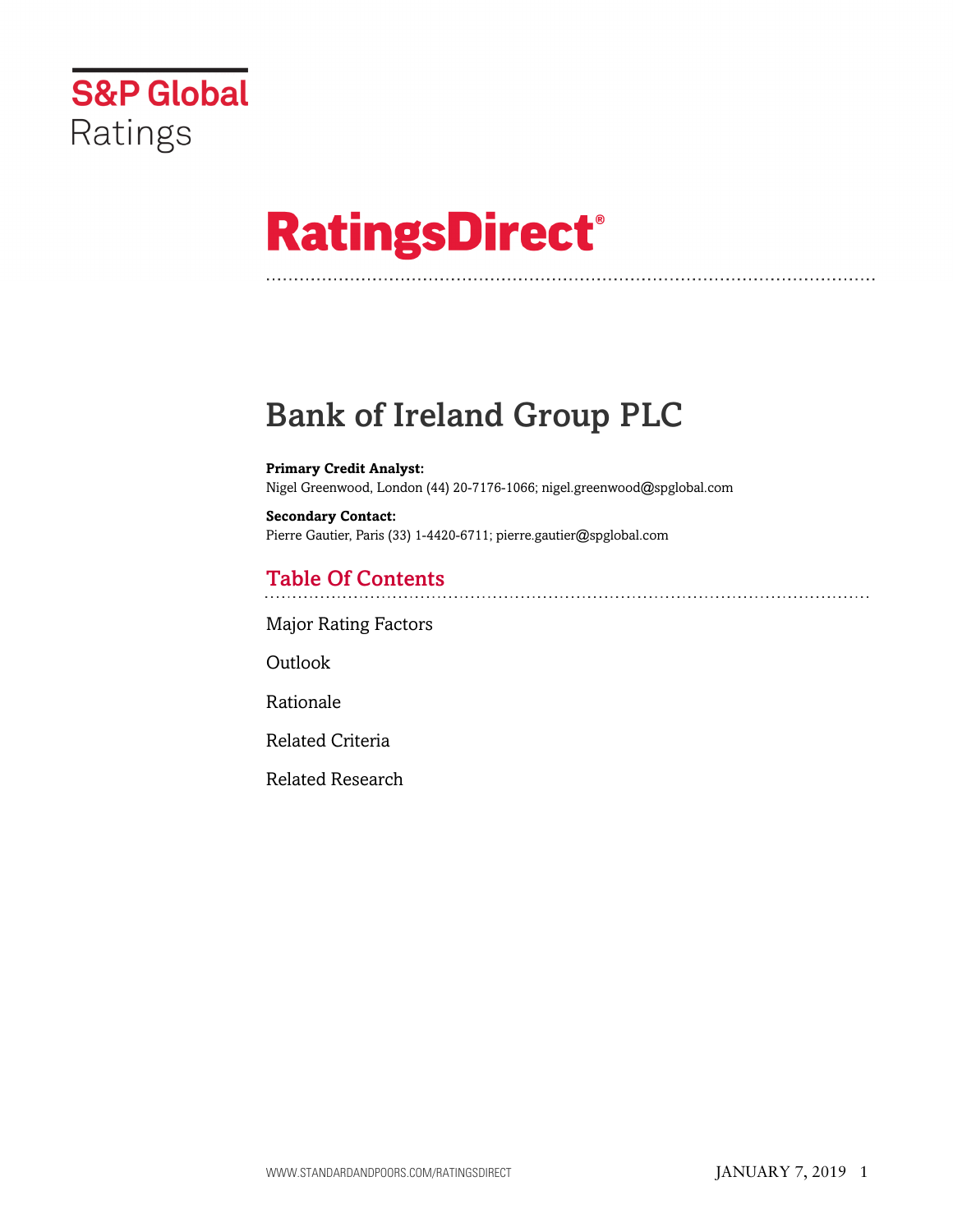S&P Global Ratings

# RatingsDirect®

# Bank of Ireland Group PLC

**Primary Credit Analyst:**
Nigel Greenwood, London (44) 20-7176-1066; nigel.greenwood@spglobal.com

**Secondary Contact:**
Pierre Gautier, Paris (33) 1-4420-6711; pierre.gautier@spglobal.com

## Table Of Contents

Major Rating Factors

Outlook

Rationale

Related Criteria

Related Research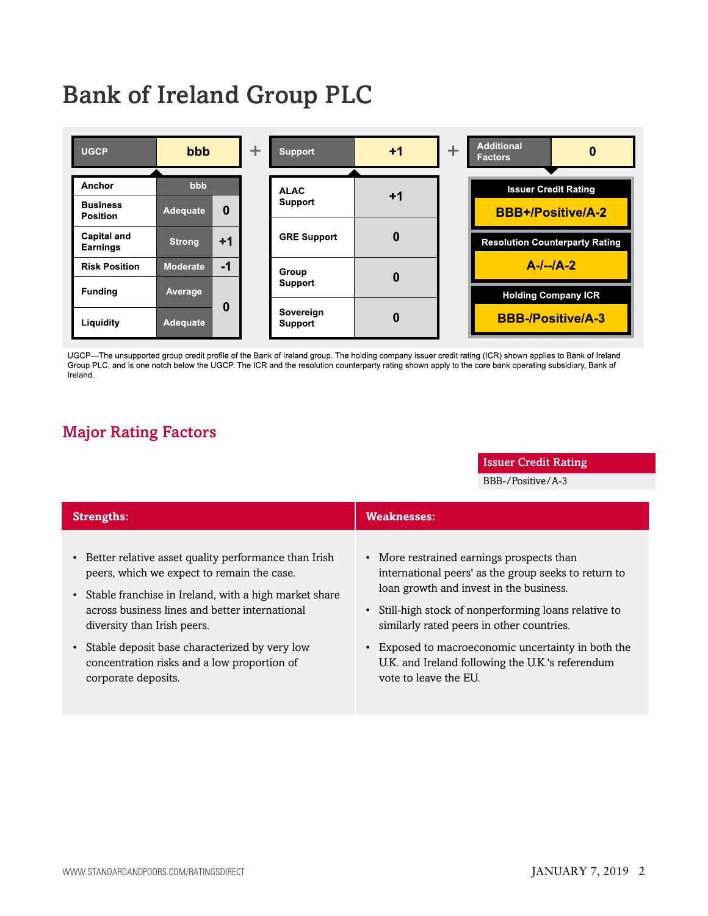# Bank of Ireland Group PLC

| UGCP | bbb | | + | Support | +1 | + | Additional Factors | 0 |
|---|---|---|---|---|---|---|---|---|
| Anchor | bbb | | | ALAC Support | +1 | | **Issuer Credit Rating** | |
| Business Position | Adequate | 0 | | | | | BBB+/Positive/A-2 | |
| Capital and Earnings | Strong | +1 | | GRE Support | 0 | | **Resolution Counterparty Rating** | |
| Risk Position | Moderate | -1 | | | | | A-/--/A-2 | |
| Funding | Average | 0 | | Group Support | 0 | | **Holding Company ICR** | |
| Liquidity | Adequate | | | Sovereign Support | 0 | | BBB-/Positive/A-3 | |

UGCP—The unsupported group credit profile of the Bank of Ireland group. The holding company issuer credit rating (ICR) shown applies to Bank of Ireland Group PLC, and is one notch below the UGCP. The ICR and the resolution counterparty rating shown apply to the core bank operating subsidiary, Bank of Ireland.

## Major Rating Factors

| Issuer Credit Rating |
|---|
| BBB-/Positive/A-3 |

**Strengths:**

- Better relative asset quality performance than Irish peers, which we expect to remain the case.
- Stable franchise in Ireland, with a high market share across business lines and better international diversity than Irish peers.
- Stable deposit base characterized by very low concentration risks and a low proportion of corporate deposits.

**Weaknesses:**

- More restrained earnings prospects than international peers' as the group seeks to return to loan growth and invest in the business.
- Still-high stock of nonperforming loans relative to similarly rated peers in other countries.
- Exposed to macroeconomic uncertainty in both the U.K. and Ireland following the U.K.'s referendum vote to leave the EU.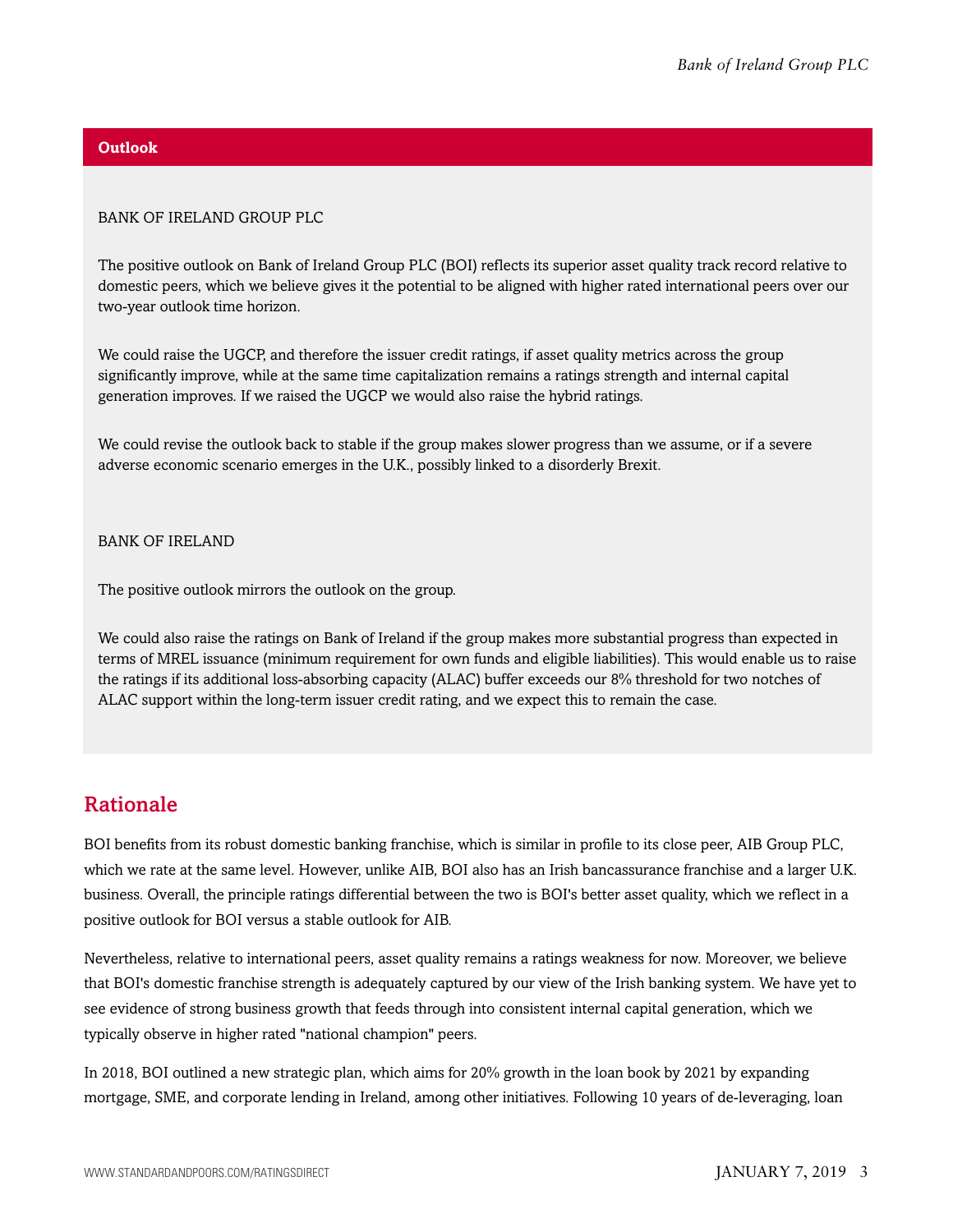## Outlook

BANK OF IRELAND GROUP PLC

The positive outlook on Bank of Ireland Group PLC (BOI) reflects its superior asset quality track record relative to domestic peers, which we believe gives it the potential to be aligned with higher rated international peers over our two-year outlook time horizon.

We could raise the UGCP, and therefore the issuer credit ratings, if asset quality metrics across the group significantly improve, while at the same time capitalization remains a ratings strength and internal capital generation improves. If we raised the UGCP we would also raise the hybrid ratings.

We could revise the outlook back to stable if the group makes slower progress than we assume, or if a severe adverse economic scenario emerges in the U.K., possibly linked to a disorderly Brexit.

BANK OF IRELAND

The positive outlook mirrors the outlook on the group.

We could also raise the ratings on Bank of Ireland if the group makes more substantial progress than expected in terms of MREL issuance (minimum requirement for own funds and eligible liabilities). This would enable us to raise the ratings if its additional loss-absorbing capacity (ALAC) buffer exceeds our 8% threshold for two notches of ALAC support within the long-term issuer credit rating, and we expect this to remain the case.

## Rationale

BOI benefits from its robust domestic banking franchise, which is similar in profile to its close peer, AIB Group PLC, which we rate at the same level. However, unlike AIB, BOI also has an Irish bancassurance franchise and a larger U.K. business. Overall, the principle ratings differential between the two is BOI's better asset quality, which we reflect in a positive outlook for BOI versus a stable outlook for AIB.

Nevertheless, relative to international peers, asset quality remains a ratings weakness for now. Moreover, we believe that BOI's domestic franchise strength is adequately captured by our view of the Irish banking system. We have yet to see evidence of strong business growth that feeds through into consistent internal capital generation, which we typically observe in higher rated "national champion" peers.

In 2018, BOI outlined a new strategic plan, which aims for 20% growth in the loan book by 2021 by expanding mortgage, SME, and corporate lending in Ireland, among other initiatives. Following 10 years of de-leveraging, loan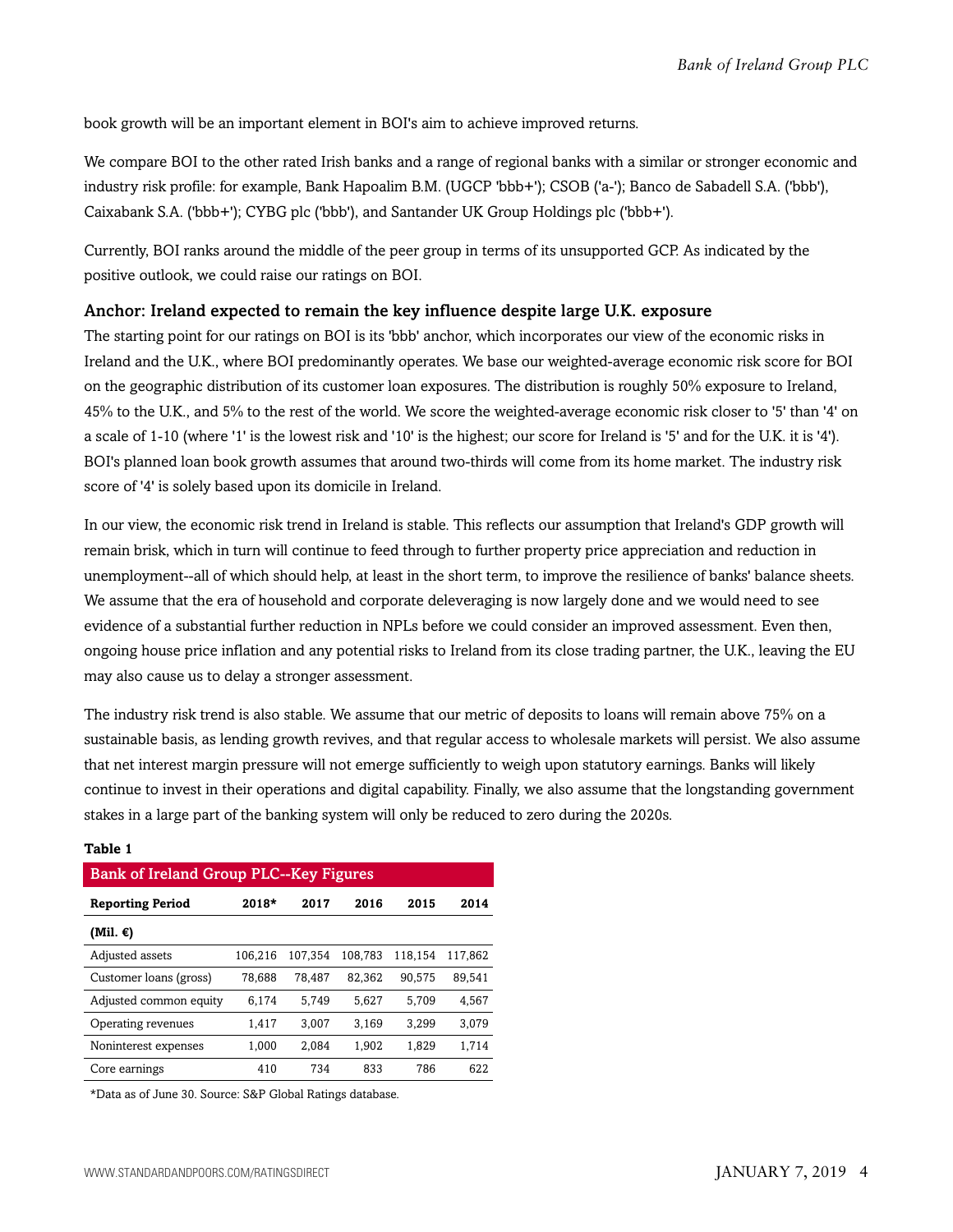book growth will be an important element in BOI's aim to achieve improved returns.

We compare BOI to the other rated Irish banks and a range of regional banks with a similar or stronger economic and industry risk profile: for example, Bank Hapoalim B.M. (UGCP 'bbb+'); CSOB ('a-'); Banco de Sabadell S.A. ('bbb'), Caixabank S.A. ('bbb+'); CYBG plc ('bbb'), and Santander UK Group Holdings plc ('bbb+').

Currently, BOI ranks around the middle of the peer group in terms of its unsupported GCP. As indicated by the positive outlook, we could raise our ratings on BOI.

### Anchor: Ireland expected to remain the key influence despite large U.K. exposure

The starting point for our ratings on BOI is its 'bbb' anchor, which incorporates our view of the economic risks in Ireland and the U.K., where BOI predominantly operates. We base our weighted-average economic risk score for BOI on the geographic distribution of its customer loan exposures. The distribution is roughly 50% exposure to Ireland, 45% to the U.K., and 5% to the rest of the world. We score the weighted-average economic risk closer to '5' than '4' on a scale of 1-10 (where '1' is the lowest risk and '10' is the highest; our score for Ireland is '5' and for the U.K. it is '4'). BOI's planned loan book growth assumes that around two-thirds will come from its home market. The industry risk score of '4' is solely based upon its domicile in Ireland.

In our view, the economic risk trend in Ireland is stable. This reflects our assumption that Ireland's GDP growth will remain brisk, which in turn will continue to feed through to further property price appreciation and reduction in unemployment--all of which should help, at least in the short term, to improve the resilience of banks' balance sheets. We assume that the era of household and corporate deleveraging is now largely done and we would need to see evidence of a substantial further reduction in NPLs before we could consider an improved assessment. Even then, ongoing house price inflation and any potential risks to Ireland from its close trading partner, the U.K., leaving the EU may also cause us to delay a stronger assessment.

The industry risk trend is also stable. We assume that our metric of deposits to loans will remain above 75% on a sustainable basis, as lending growth revives, and that regular access to wholesale markets will persist. We also assume that net interest margin pressure will not emerge sufficiently to weigh upon statutory earnings. Banks will likely continue to invest in their operations and digital capability. Finally, we also assume that the longstanding government stakes in a large part of the banking system will only be reduced to zero during the 2020s.

**Table 1**

**Bank of Ireland Group PLC--Key Figures**

| Reporting Period | 2018* | 2017 | 2016 | 2015 | 2014 |
|---|---|---|---|---|---|
| **(Mil. €)** | | | | | |
| Adjusted assets | 106,216 | 107,354 | 108,783 | 118,154 | 117,862 |
| Customer loans (gross) | 78,688 | 78,487 | 82,362 | 90,575 | 89,541 |
| Adjusted common equity | 6,174 | 5,749 | 5,627 | 5,709 | 4,567 |
| Operating revenues | 1,417 | 3,007 | 3,169 | 3,299 | 3,079 |
| Noninterest expenses | 1,000 | 2,084 | 1,902 | 1,829 | 1,714 |
| Core earnings | 410 | 734 | 833 | 786 | 622 |

*Data as of June 30. Source: S&P Global Ratings database.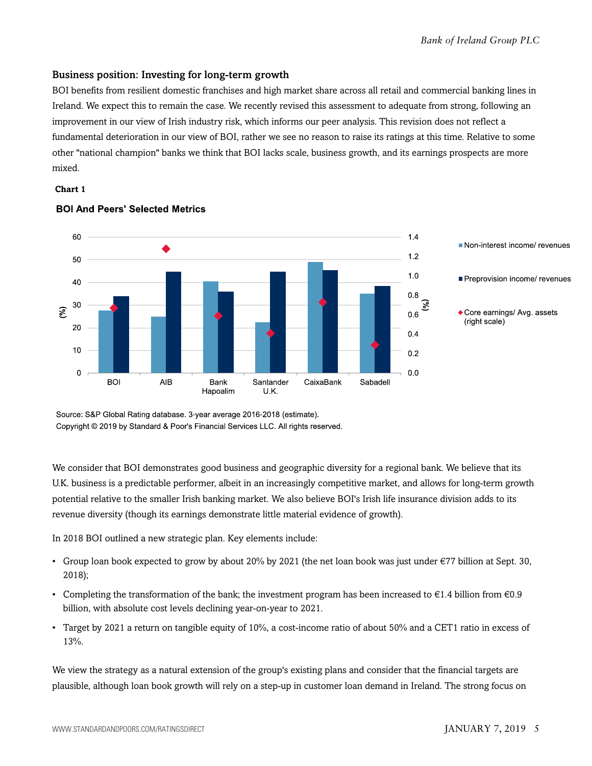### Business position: Investing for long-term growth

BOI benefits from resilient domestic franchises and high market share across all retail and commercial banking lines in Ireland. We expect this to remain the case. We recently revised this assessment to adequate from strong, following an improvement in our view of Irish industry risk, which informs our peer analysis. This revision does not reflect a fundamental deterioration in our view of BOI, rather we see no reason to raise its ratings at this time. Relative to some other "national champion" banks we think that BOI lacks scale, business growth, and its earnings prospects are more mixed.

**Chart 1**

**BOI And Peers' Selected Metrics**

Source: S&P Global Rating database. 3-year average 2016-2018 (estimate).
Copyright © 2019 by Standard & Poor's Financial Services LLC. All rights reserved.

We consider that BOI demonstrates good business and geographic diversity for a regional bank. We believe that its U.K. business is a predictable performer, albeit in an increasingly competitive market, and allows for long-term growth potential relative to the smaller Irish banking market. We also believe BOI's Irish life insurance division adds to its revenue diversity (though its earnings demonstrate little material evidence of growth).

In 2018 BOI outlined a new strategic plan. Key elements include:

- Group loan book expected to grow by about 20% by 2021 (the net loan book was just under €77 billion at Sept. 30, 2018);
- Completing the transformation of the bank; the investment program has been increased to €1.4 billion from €0.9 billion, with absolute cost levels declining year-on-year to 2021.
- Target by 2021 a return on tangible equity of 10%, a cost-income ratio of about 50% and a CET1 ratio in excess of 13%.

We view the strategy as a natural extension of the group's existing plans and consider that the financial targets are plausible, although loan book growth will rely on a step-up in customer loan demand in Ireland. The strong focus on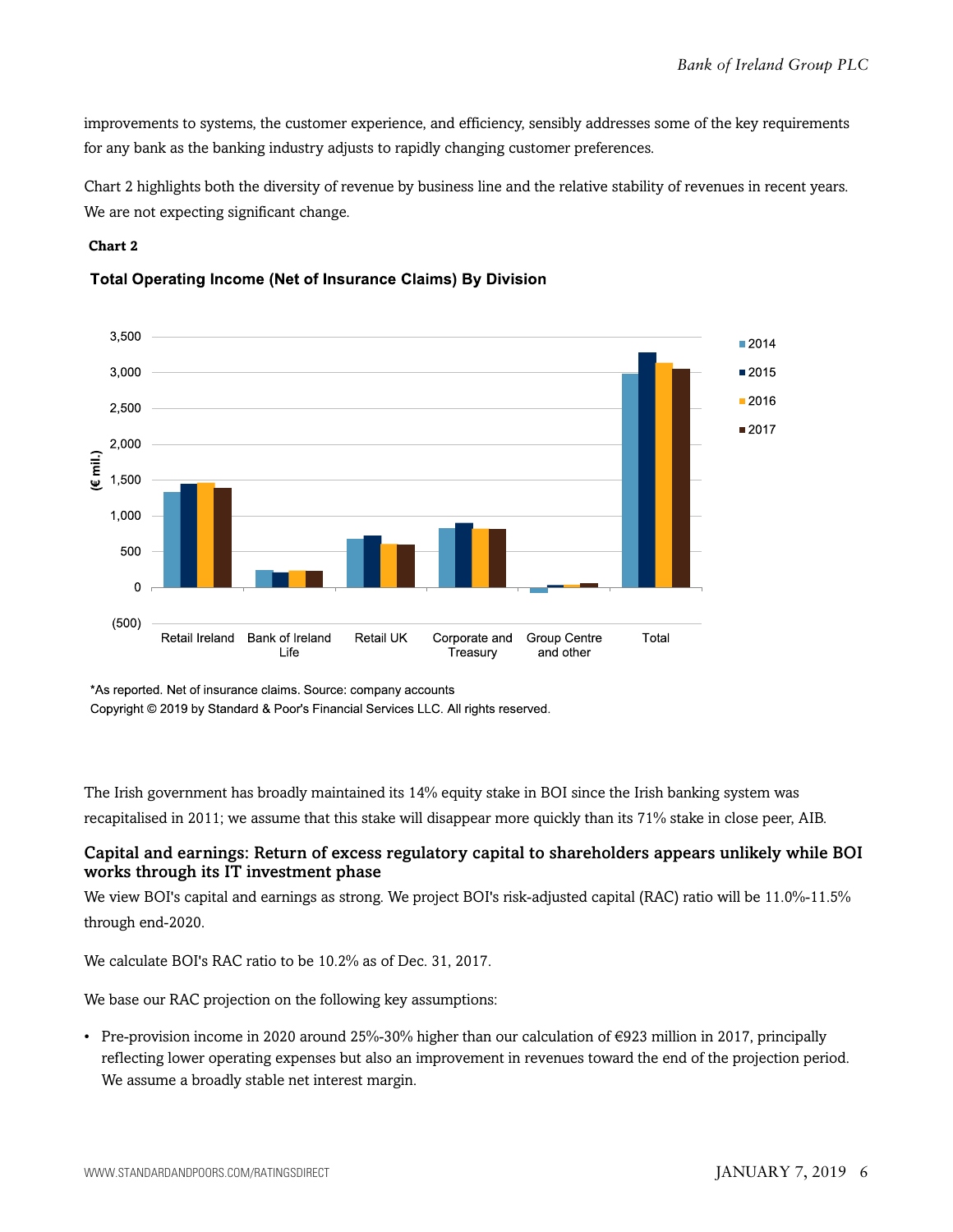improvements to systems, the customer experience, and efficiency, sensibly addresses some of the key requirements for any bank as the banking industry adjusts to rapidly changing customer preferences.

Chart 2 highlights both the diversity of revenue by business line and the relative stability of revenues in recent years. We are not expecting significant change.

**Chart 2**

**Total Operating Income (Net of Insurance Claims) By Division**

*As reported. Net of insurance claims. Source: company accounts

Copyright © 2019 by Standard & Poor's Financial Services LLC. All rights reserved.

The Irish government has broadly maintained its 14% equity stake in BOI since the Irish banking system was recapitalised in 2011; we assume that this stake will disappear more quickly than its 71% stake in close peer, AIB.

### Capital and earnings: Return of excess regulatory capital to shareholders appears unlikely while BOI works through its IT investment phase

We view BOI's capital and earnings as strong. We project BOI's risk-adjusted capital (RAC) ratio will be 11.0%-11.5% through end-2020.

We calculate BOI's RAC ratio to be 10.2% as of Dec. 31, 2017.

We base our RAC projection on the following key assumptions:

- Pre-provision income in 2020 around 25%-30% higher than our calculation of €923 million in 2017, principally reflecting lower operating expenses but also an improvement in revenues toward the end of the projection period. We assume a broadly stable net interest margin.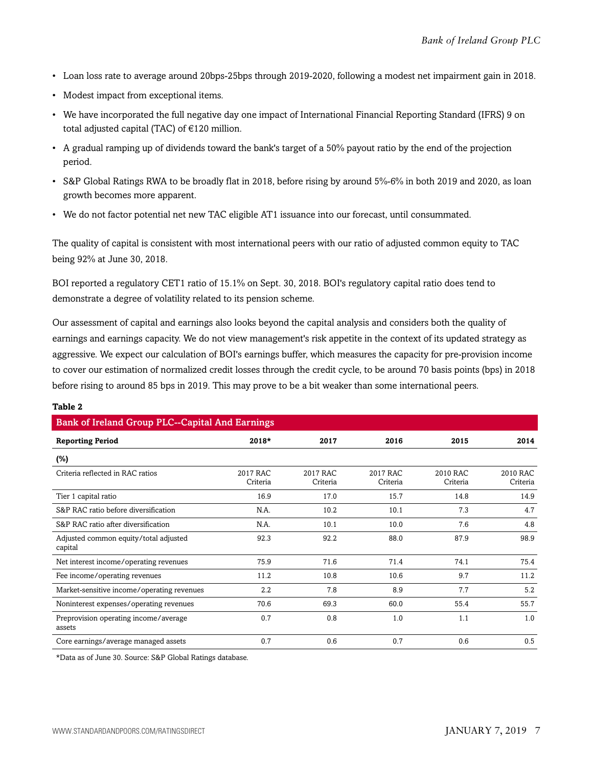- Loan loss rate to average around 20bps-25bps through 2019-2020, following a modest net impairment gain in 2018.
- Modest impact from exceptional items.
- We have incorporated the full negative day one impact of International Financial Reporting Standard (IFRS) 9 on total adjusted capital (TAC) of €120 million.
- A gradual ramping up of dividends toward the bank's target of a 50% payout ratio by the end of the projection period.
- S&P Global Ratings RWA to be broadly flat in 2018, before rising by around 5%-6% in both 2019 and 2020, as loan growth becomes more apparent.
- We do not factor potential net new TAC eligible AT1 issuance into our forecast, until consummated.

The quality of capital is consistent with most international peers with our ratio of adjusted common equity to TAC being 92% at June 30, 2018.

BOI reported a regulatory CET1 ratio of 15.1% on Sept. 30, 2018. BOI's regulatory capital ratio does tend to demonstrate a degree of volatility related to its pension scheme.

Our assessment of capital and earnings also looks beyond the capital analysis and considers both the quality of earnings and earnings capacity. We do not view management's risk appetite in the context of its updated strategy as aggressive. We expect our calculation of BOI's earnings buffer, which measures the capacity for pre-provision income to cover our estimation of normalized credit losses through the credit cycle, to be around 70 basis points (bps) in 2018 before rising to around 85 bps in 2019. This may prove to be a bit weaker than some international peers.

**Table 2**

**Bank of Ireland Group PLC--Capital And Earnings**

| Reporting Period | 2018* | 2017 | 2016 | 2015 | 2014 |
|---|---|---|---|---|---|
| (%) | | | | | |
| Criteria reflected in RAC ratios | 2017 RAC Criteria | 2017 RAC Criteria | 2017 RAC Criteria | 2010 RAC Criteria | 2010 RAC Criteria |
| Tier 1 capital ratio | 16.9 | 17.0 | 15.7 | 14.8 | 14.9 |
| S&P RAC ratio before diversification | N.A. | 10.2 | 10.1 | 7.3 | 4.7 |
| S&P RAC ratio after diversification | N.A. | 10.1 | 10.0 | 7.6 | 4.8 |
| Adjusted common equity/total adjusted capital | 92.3 | 92.2 | 88.0 | 87.9 | 98.9 |
| Net interest income/operating revenues | 75.9 | 71.6 | 71.4 | 74.1 | 75.4 |
| Fee income/operating revenues | 11.2 | 10.8 | 10.6 | 9.7 | 11.2 |
| Market-sensitive income/operating revenues | 2.2 | 7.8 | 8.9 | 7.7 | 5.2 |
| Noninterest expenses/operating revenues | 70.6 | 69.3 | 60.0 | 55.4 | 55.7 |
| Preprovision operating income/average assets | 0.7 | 0.8 | 1.0 | 1.1 | 1.0 |
| Core earnings/average managed assets | 0.7 | 0.6 | 0.7 | 0.6 | 0.5 |

*Data as of June 30. Source: S&P Global Ratings database.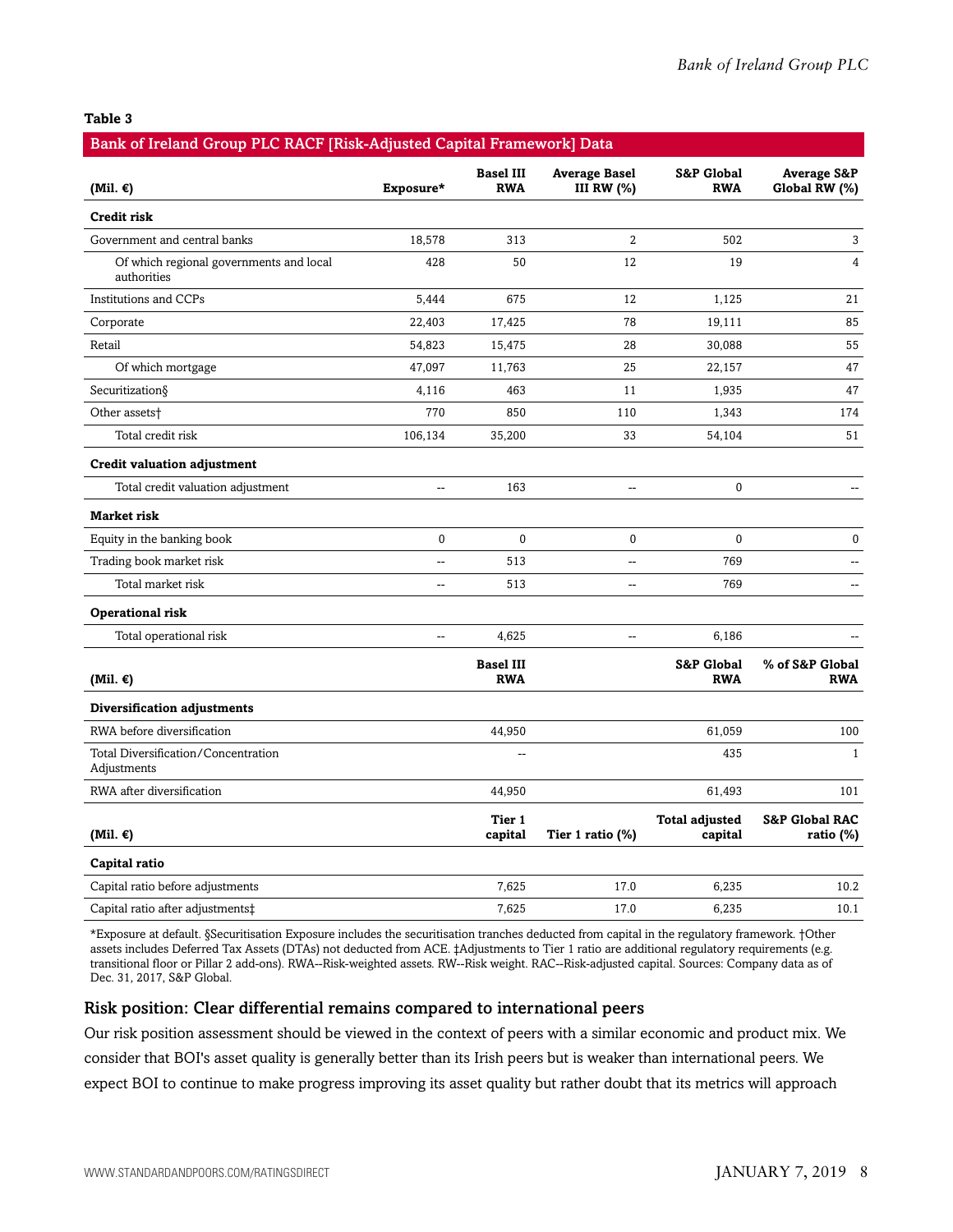**Table 3**

**Bank of Ireland Group PLC RACF [Risk-Adjusted Capital Framework] Data**

| (Mil. €) | Exposure* | Basel III RWA | Average Basel III RW (%) | S&P Global RWA | Average S&P Global RW (%) |
|---|---|---|---|---|---|
| **Credit risk** | | | | | |
| Government and central banks | 18,578 | 313 | 2 | 502 | 3 |
| Of which regional governments and local authorities | 428 | 50 | 12 | 19 | 4 |
| Institutions and CCPs | 5,444 | 675 | 12 | 1,125 | 21 |
| Corporate | 22,403 | 17,425 | 78 | 19,111 | 85 |
| Retail | 54,823 | 15,475 | 28 | 30,088 | 55 |
| Of which mortgage | 47,097 | 11,763 | 25 | 22,157 | 47 |
| Securitization§ | 4,116 | 463 | 11 | 1,935 | 47 |
| Other assets† | 770 | 850 | 110 | 1,343 | 174 |
| Total credit risk | 106,134 | 35,200 | 33 | 54,104 | 51 |
| **Credit valuation adjustment** | | | | | |
| Total credit valuation adjustment | -- | 163 | -- | 0 | -- |
| **Market risk** | | | | | |
| Equity in the banking book | 0 | 0 | 0 | 0 | 0 |
| Trading book market risk | -- | 513 | -- | 769 | -- |
| Total market risk | -- | 513 | -- | 769 | -- |
| **Operational risk** | | | | | |
| Total operational risk | -- | 4,625 | -- | 6,186 | -- |
| **(Mil. €)** | | **Basel III RWA** | | **S&P Global RWA** | **% of S&P Global RWA** |
| **Diversification adjustments** | | | | | |
| RWA before diversification | | 44,950 | | 61,059 | 100 |
| Total Diversification/Concentration Adjustments | | -- | | 435 | 1 |
| RWA after diversification | | 44,950 | | 61,493 | 101 |
| **(Mil. €)** | | **Tier 1 capital** | **Tier 1 ratio (%)** | **Total adjusted capital** | **S&P Global RAC ratio (%)** |
| **Capital ratio** | | | | | |
| Capital ratio before adjustments | | 7,625 | 17.0 | 6,235 | 10.2 |
| Capital ratio after adjustments‡ | | 7,625 | 17.0 | 6,235 | 10.1 |

*Exposure at default. §Securitisation Exposure includes the securitisation tranches deducted from capital in the regulatory framework. †Other assets includes Deferred Tax Assets (DTAs) not deducted from ACE. ‡Adjustments to Tier 1 ratio are additional regulatory requirements (e.g. transitional floor or Pillar 2 add-ons). RWA--Risk-weighted assets. RW--Risk weight. RAC--Risk-adjusted capital. Sources: Company data as of Dec. 31, 2017, S&P Global.

### Risk position: Clear differential remains compared to international peers

Our risk position assessment should be viewed in the context of peers with a similar economic and product mix. We consider that BOI's asset quality is generally better than its Irish peers but is weaker than international peers. We expect BOI to continue to make progress improving its asset quality but rather doubt that its metrics will approach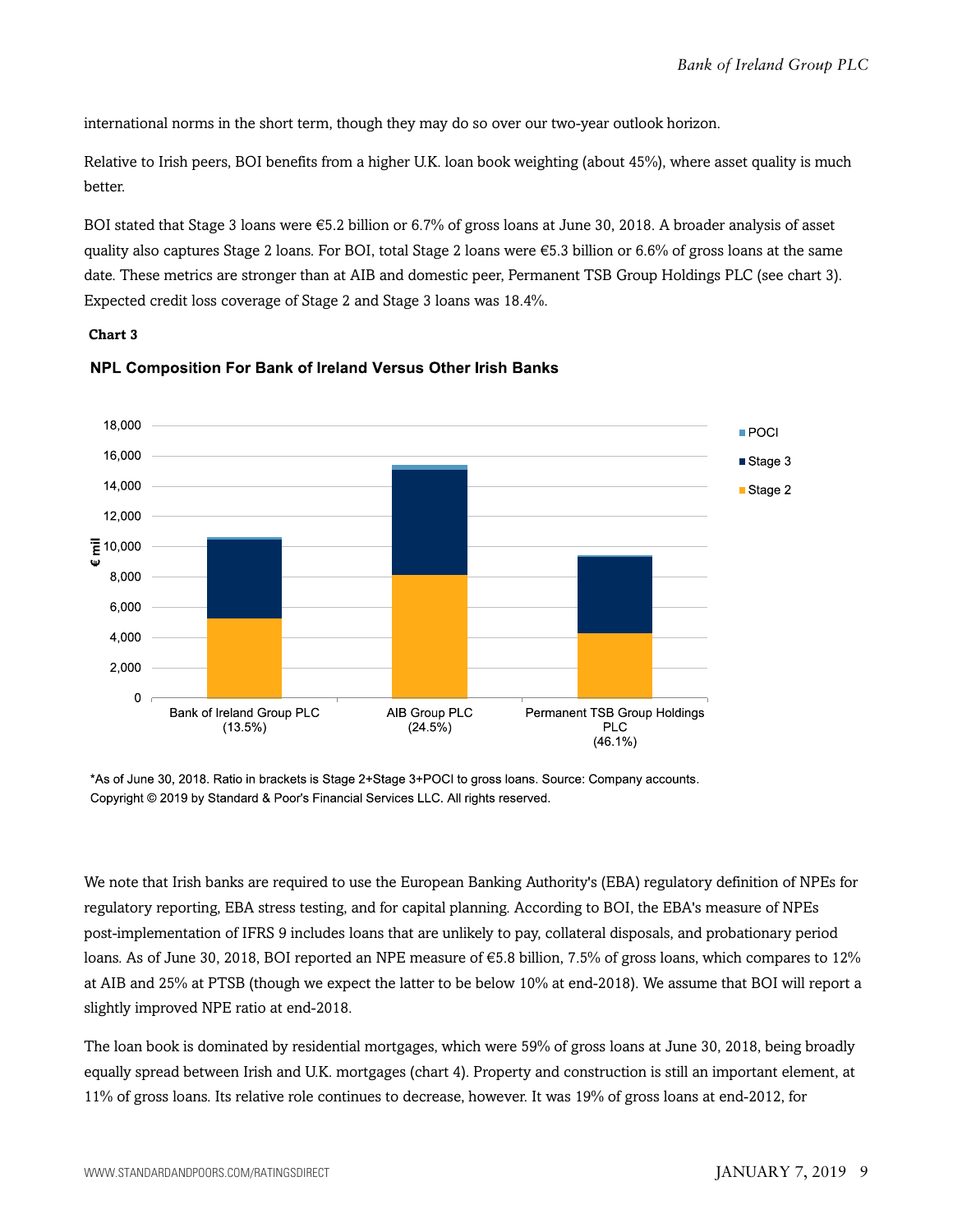international norms in the short term, though they may do so over our two-year outlook horizon.

Relative to Irish peers, BOI benefits from a higher U.K. loan book weighting (about 45%), where asset quality is much better.

BOI stated that Stage 3 loans were €5.2 billion or 6.7% of gross loans at June 30, 2018. A broader analysis of asset quality also captures Stage 2 loans. For BOI, total Stage 2 loans were €5.3 billion or 6.6% of gross loans at the same date. These metrics are stronger than at AIB and domestic peer, Permanent TSB Group Holdings PLC (see chart 3). Expected credit loss coverage of Stage 2 and Stage 3 loans was 18.4%.

**Chart 3**

**NPL Composition For Bank of Ireland Versus Other Irish Banks**

*As of June 30, 2018. Ratio in brackets is Stage 2+Stage 3+POCI to gross loans. Source: Company accounts.
Copyright © 2019 by Standard & Poor's Financial Services LLC. All rights reserved.

We note that Irish banks are required to use the European Banking Authority's (EBA) regulatory definition of NPEs for regulatory reporting, EBA stress testing, and for capital planning. According to BOI, the EBA's measure of NPEs post-implementation of IFRS 9 includes loans that are unlikely to pay, collateral disposals, and probationary period loans. As of June 30, 2018, BOI reported an NPE measure of €5.8 billion, 7.5% of gross loans, which compares to 12% at AIB and 25% at PTSB (though we expect the latter to be below 10% at end-2018). We assume that BOI will report a slightly improved NPE ratio at end-2018.

The loan book is dominated by residential mortgages, which were 59% of gross loans at June 30, 2018, being broadly equally spread between Irish and U.K. mortgages (chart 4). Property and construction is still an important element, at 11% of gross loans. Its relative role continues to decrease, however. It was 19% of gross loans at end-2012, for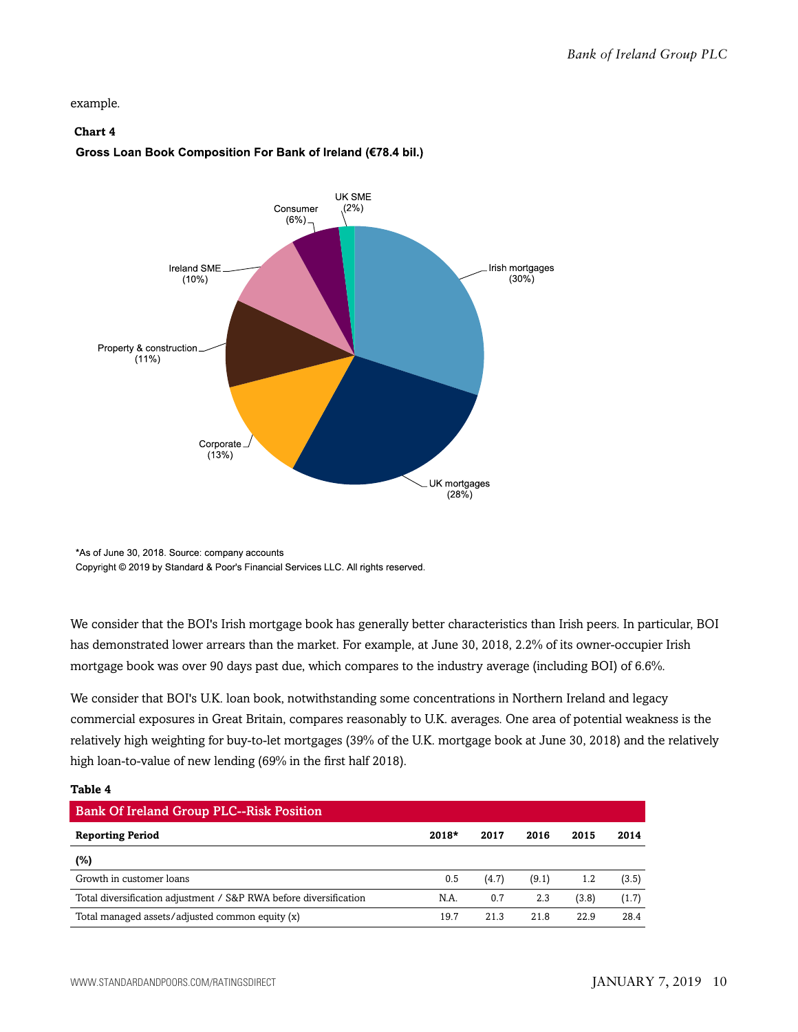example.

**Chart 4**

**Gross Loan Book Composition For Bank of Ireland (€78.4 bil.)**

UK SME (2%)
Consumer (6%)
Ireland SME (10%)
Property & construction (11%)
Corporate (13%)
UK mortgages (28%)
Irish mortgages (30%)

*As of June 30, 2018. Source: company accounts
Copyright © 2019 by Standard & Poor's Financial Services LLC. All rights reserved.

We consider that the BOI's Irish mortgage book has generally better characteristics than Irish peers. In particular, BOI has demonstrated lower arrears than the market. For example, at June 30, 2018, 2.2% of its owner-occupier Irish mortgage book was over 90 days past due, which compares to the industry average (including BOI) of 6.6%.

We consider that BOI's U.K. loan book, notwithstanding some concentrations in Northern Ireland and legacy commercial exposures in Great Britain, compares reasonably to U.K. averages. One area of potential weakness is the relatively high weighting for buy-to-let mortgages (39% of the U.K. mortgage book at June 30, 2018) and the relatively high loan-to-value of new lending (69% in the first half 2018).

**Table 4**

| Bank Of Ireland Group PLC--Risk Position | | | | | |
|---|---|---|---|---|---|
| **Reporting Period** | **2018*** | **2017** | **2016** | **2015** | **2014** |
| **(%)** | | | | | |
| Growth in customer loans | 0.5 | (4.7) | (9.1) | 1.2 | (3.5) |
| Total diversification adjustment / S&P RWA before diversification | N.A. | 0.7 | 2.3 | (3.8) | (1.7) |
| Total managed assets/adjusted common equity (x) | 19.7 | 21.3 | 21.8 | 22.9 | 28.4 |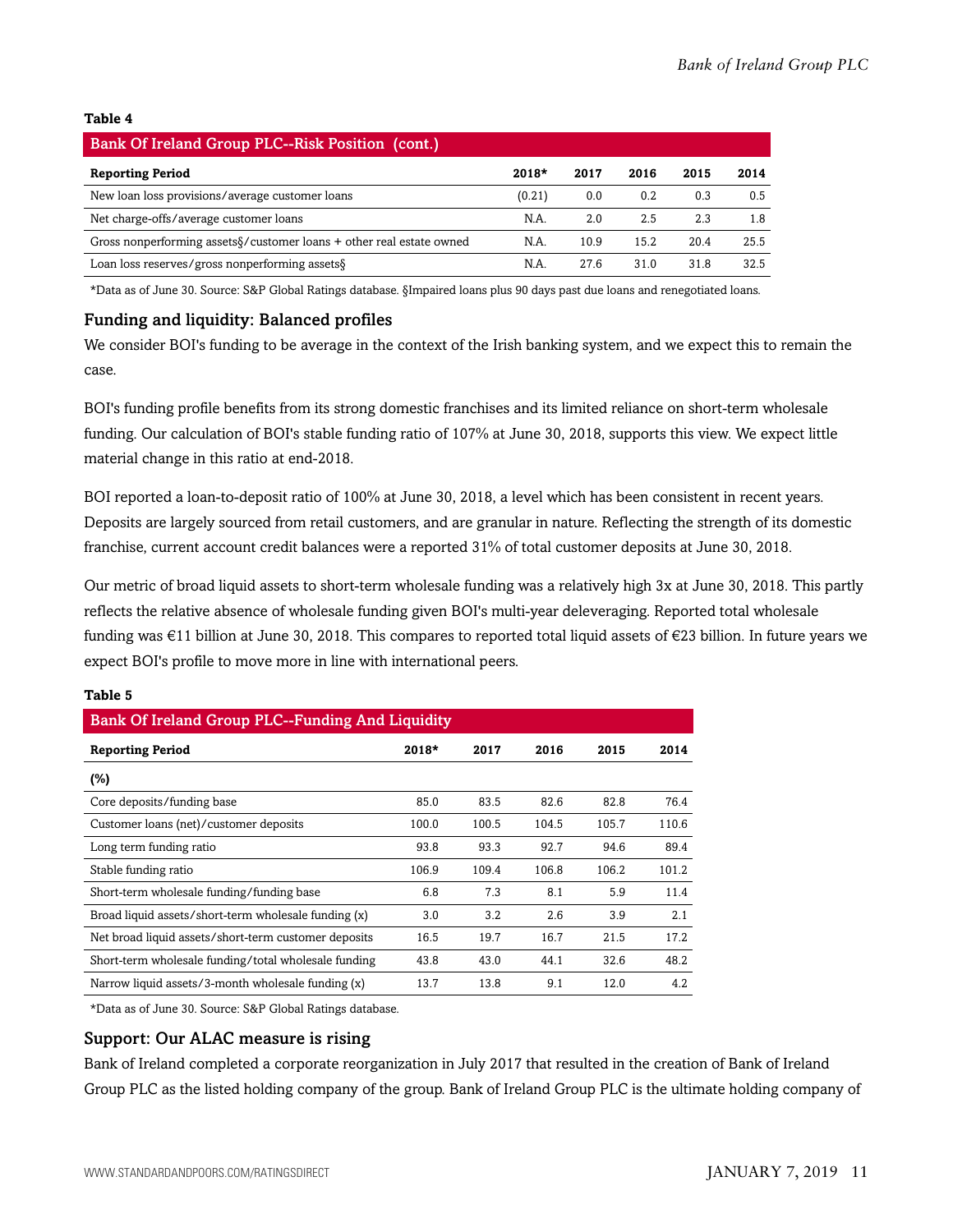**Table 4**

| Bank Of Ireland Group PLC--Risk Position (cont.) | | | | | |
|---|---|---|---|---|---|
| **Reporting Period** | **2018*** | **2017** | **2016** | **2015** | **2014** |
| New loan loss provisions/average customer loans | (0.21) | 0.0 | 0.2 | 0.3 | 0.5 |
| Net charge-offs/average customer loans | N.A. | 2.0 | 2.5 | 2.3 | 1.8 |
| Gross nonperforming assets§/customer loans + other real estate owned | N.A. | 10.9 | 15.2 | 20.4 | 25.5 |
| Loan loss reserves/gross nonperforming assets§ | N.A. | 27.6 | 31.0 | 31.8 | 32.5 |

*Data as of June 30. Source: S&P Global Ratings database. §Impaired loans plus 90 days past due loans and renegotiated loans.

### Funding and liquidity: Balanced profiles

We consider BOI's funding to be average in the context of the Irish banking system, and we expect this to remain the case.

BOI's funding profile benefits from its strong domestic franchises and its limited reliance on short-term wholesale funding. Our calculation of BOI's stable funding ratio of 107% at June 30, 2018, supports this view. We expect little material change in this ratio at end-2018.

BOI reported a loan-to-deposit ratio of 100% at June 30, 2018, a level which has been consistent in recent years. Deposits are largely sourced from retail customers, and are granular in nature. Reflecting the strength of its domestic franchise, current account credit balances were a reported 31% of total customer deposits at June 30, 2018.

Our metric of broad liquid assets to short-term wholesale funding was a relatively high 3x at June 30, 2018. This partly reflects the relative absence of wholesale funding given BOI's multi-year deleveraging. Reported total wholesale funding was €11 billion at June 30, 2018. This compares to reported total liquid assets of €23 billion. In future years we expect BOI's profile to move more in line with international peers.

**Table 5**

| Bank Of Ireland Group PLC--Funding And Liquidity | | | | | |
|---|---|---|---|---|---|
| **Reporting Period** | **2018*** | **2017** | **2016** | **2015** | **2014** |
| **(%)** | | | | | |
| Core deposits/funding base | 85.0 | 83.5 | 82.6 | 82.8 | 76.4 |
| Customer loans (net)/customer deposits | 100.0 | 100.5 | 104.5 | 105.7 | 110.6 |
| Long term funding ratio | 93.8 | 93.3 | 92.7 | 94.6 | 89.4 |
| Stable funding ratio | 106.9 | 109.4 | 106.8 | 106.2 | 101.2 |
| Short-term wholesale funding/funding base | 6.8 | 7.3 | 8.1 | 5.9 | 11.4 |
| Broad liquid assets/short-term wholesale funding (x) | 3.0 | 3.2 | 2.6 | 3.9 | 2.1 |
| Net broad liquid assets/short-term customer deposits | 16.5 | 19.7 | 16.7 | 21.5 | 17.2 |
| Short-term wholesale funding/total wholesale funding | 43.8 | 43.0 | 44.1 | 32.6 | 48.2 |
| Narrow liquid assets/3-month wholesale funding (x) | 13.7 | 13.8 | 9.1 | 12.0 | 4.2 |

*Data as of June 30. Source: S&P Global Ratings database.

### Support: Our ALAC measure is rising

Bank of Ireland completed a corporate reorganization in July 2017 that resulted in the creation of Bank of Ireland Group PLC as the listed holding company of the group. Bank of Ireland Group PLC is the ultimate holding company of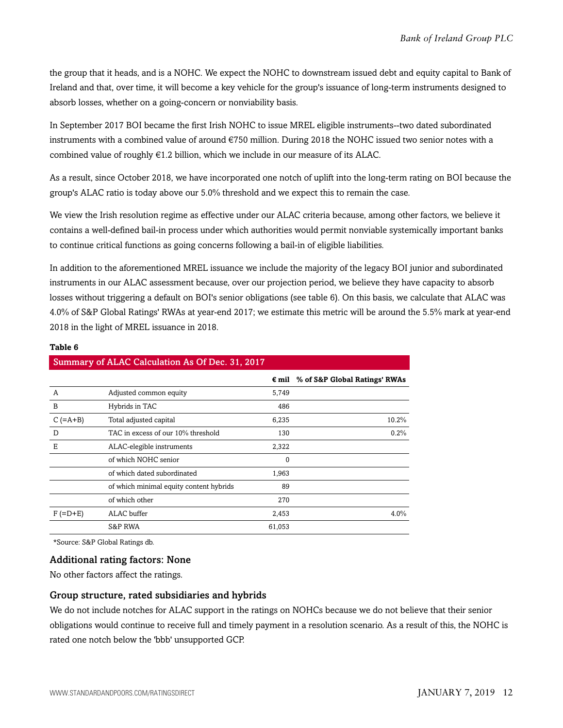the group that it heads, and is a NOHC. We expect the NOHC to downstream issued debt and equity capital to Bank of Ireland and that, over time, it will become a key vehicle for the group's issuance of long-term instruments designed to absorb losses, whether on a going-concern or nonviability basis.

In September 2017 BOI became the first Irish NOHC to issue MREL eligible instruments--two dated subordinated instruments with a combined value of around €750 million. During 2018 the NOHC issued two senior notes with a combined value of roughly €1.2 billion, which we include in our measure of its ALAC.

As a result, since October 2018, we have incorporated one notch of uplift into the long-term rating on BOI because the group's ALAC ratio is today above our 5.0% threshold and we expect this to remain the case.

We view the Irish resolution regime as effective under our ALAC criteria because, among other factors, we believe it contains a well-defined bail-in process under which authorities would permit nonviable systemically important banks to continue critical functions as going concerns following a bail-in of eligible liabilities.

In addition to the aforementioned MREL issuance we include the majority of the legacy BOI junior and subordinated instruments in our ALAC assessment because, over our projection period, we believe they have capacity to absorb losses without triggering a default on BOI's senior obligations (see table 6). On this basis, we calculate that ALAC was 4.0% of S&P Global Ratings' RWAs at year-end 2017; we estimate this metric will be around the 5.5% mark at year-end 2018 in the light of MREL issuance in 2018.

**Table 6**

**Summary of ALAC Calculation As Of Dec. 31, 2017**

| | | € mil | % of S&P Global Ratings' RWAs |
|---|---|---|---|
| A | Adjusted common equity | 5,749 | |
| B | Hybrids in TAC | 486 | |
| C (=A+B) | Total adjusted capital | 6,235 | 10.2% |
| D | TAC in excess of our 10% threshold | 130 | 0.2% |
| E | ALAC-elegible instruments | 2,322 | |
| | of which NOHC senior | 0 | |
| | of which dated subordinated | 1,963 | |
| | of which minimal equity content hybrids | 89 | |
| | of which other | 270 | |
| F (=D+E) | ALAC buffer | 2,453 | 4.0% |
| | S&P RWA | 61,053 | |

*Source: S&P Global Ratings db.

### Additional rating factors: None

No other factors affect the ratings.

### Group structure, rated subsidiaries and hybrids

We do not include notches for ALAC support in the ratings on NOHCs because we do not believe that their senior obligations would continue to receive full and timely payment in a resolution scenario. As a result of this, the NOHC is rated one notch below the 'bbb' unsupported GCP.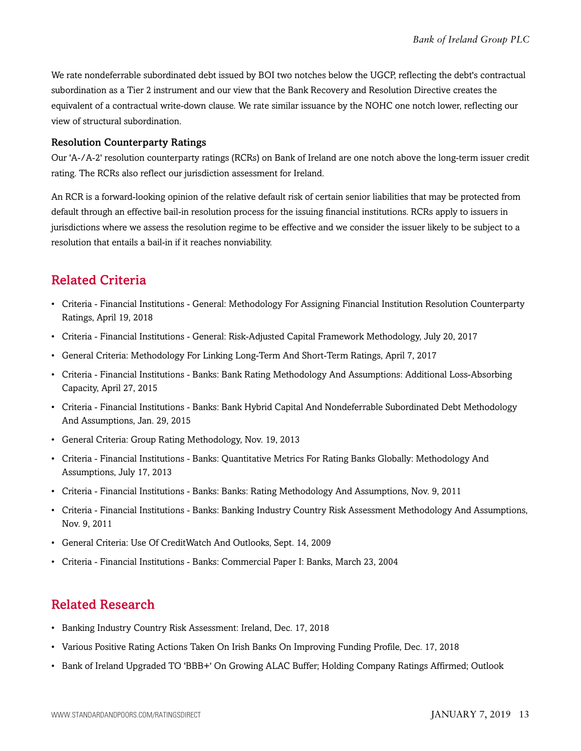We rate nondeferrable subordinated debt issued by BOI two notches below the UGCP, reflecting the debt's contractual subordination as a Tier 2 instrument and our view that the Bank Recovery and Resolution Directive creates the equivalent of a contractual write-down clause. We rate similar issuance by the NOHC one notch lower, reflecting our view of structural subordination.

### Resolution Counterparty Ratings

Our 'A-/A-2' resolution counterparty ratings (RCRs) on Bank of Ireland are one notch above the long-term issuer credit rating. The RCRs also reflect our jurisdiction assessment for Ireland.

An RCR is a forward-looking opinion of the relative default risk of certain senior liabilities that may be protected from default through an effective bail-in resolution process for the issuing financial institutions. RCRs apply to issuers in jurisdictions where we assess the resolution regime to be effective and we consider the issuer likely to be subject to a resolution that entails a bail-in if it reaches nonviability.

## Related Criteria

- Criteria - Financial Institutions - General: Methodology For Assigning Financial Institution Resolution Counterparty Ratings, April 19, 2018
- Criteria - Financial Institutions - General: Risk-Adjusted Capital Framework Methodology, July 20, 2017
- General Criteria: Methodology For Linking Long-Term And Short-Term Ratings, April 7, 2017
- Criteria - Financial Institutions - Banks: Bank Rating Methodology And Assumptions: Additional Loss-Absorbing Capacity, April 27, 2015
- Criteria - Financial Institutions - Banks: Bank Hybrid Capital And Nondeferrable Subordinated Debt Methodology And Assumptions, Jan. 29, 2015
- General Criteria: Group Rating Methodology, Nov. 19, 2013
- Criteria - Financial Institutions - Banks: Quantitative Metrics For Rating Banks Globally: Methodology And Assumptions, July 17, 2013
- Criteria - Financial Institutions - Banks: Banks: Rating Methodology And Assumptions, Nov. 9, 2011
- Criteria - Financial Institutions - Banks: Banking Industry Country Risk Assessment Methodology And Assumptions, Nov. 9, 2011
- General Criteria: Use Of CreditWatch And Outlooks, Sept. 14, 2009
- Criteria - Financial Institutions - Banks: Commercial Paper I: Banks, March 23, 2004

## Related Research

- Banking Industry Country Risk Assessment: Ireland, Dec. 17, 2018
- Various Positive Rating Actions Taken On Irish Banks On Improving Funding Profile, Dec. 17, 2018
- Bank of Ireland Upgraded TO 'BBB+' On Growing ALAC Buffer; Holding Company Ratings Affirmed; Outlook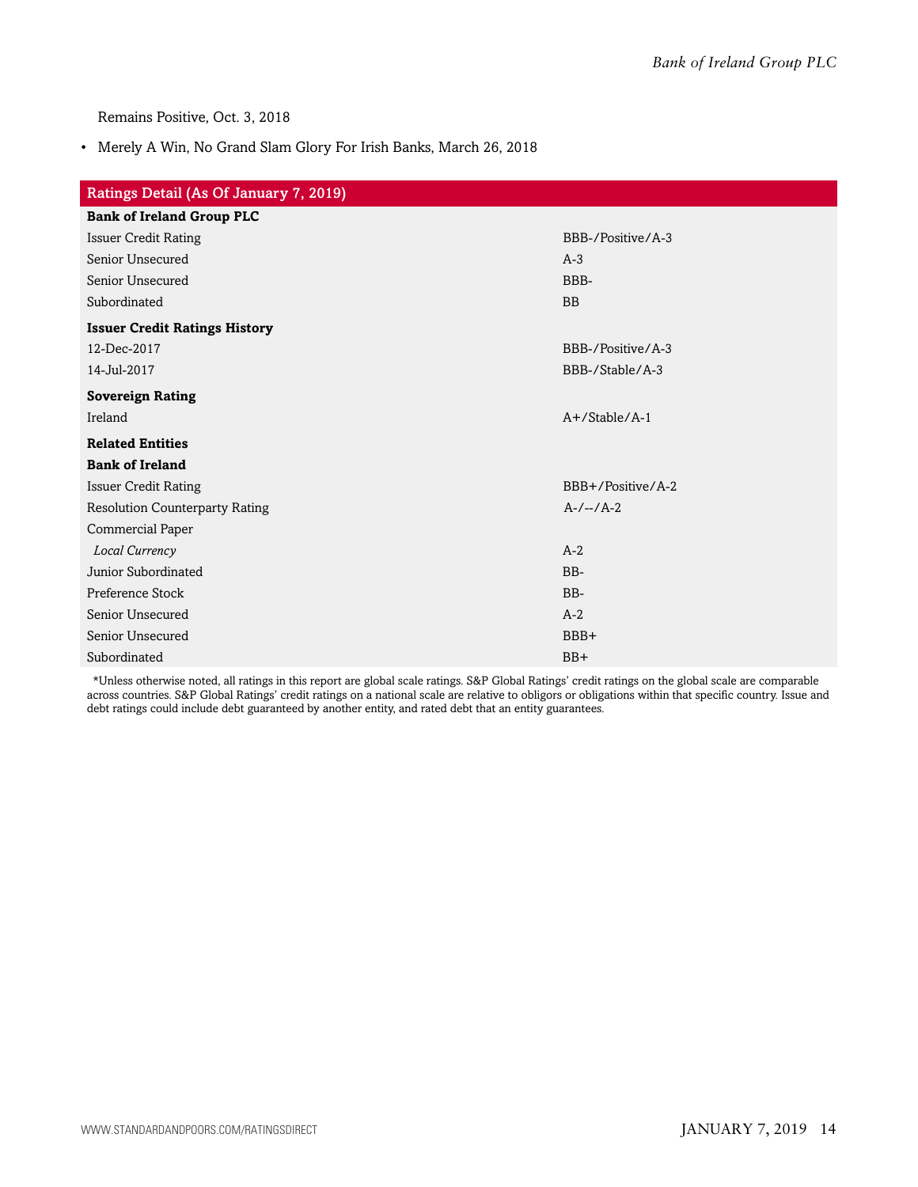Remains Positive, Oct. 3, 2018

- Merely A Win, No Grand Slam Glory For Irish Banks, March 26, 2018

| Ratings Detail (As Of January 7, 2019) | |
|---|---|
| **Bank of Ireland Group PLC** | |
| Issuer Credit Rating | BBB-/Positive/A-3 |
| Senior Unsecured | A-3 |
| Senior Unsecured | BBB- |
| Subordinated | BB |
| **Issuer Credit Ratings History** | |
| 12-Dec-2017 | BBB-/Positive/A-3 |
| 14-Jul-2017 | BBB-/Stable/A-3 |
| **Sovereign Rating** | |
| Ireland | A+/Stable/A-1 |
| **Related Entities** | |
| **Bank of Ireland** | |
| Issuer Credit Rating | BBB+/Positive/A-2 |
| Resolution Counterparty Rating | A-/--/A-2 |
| Commercial Paper | |
| *Local Currency* | A-2 |
| Junior Subordinated | BB- |
| Preference Stock | BB- |
| Senior Unsecured | A-2 |
| Senior Unsecured | BBB+ |
| Subordinated | BB+ |

*Unless otherwise noted, all ratings in this report are global scale ratings. S&P Global Ratings' credit ratings on the global scale are comparable across countries. S&P Global Ratings' credit ratings on a national scale are relative to obligors or obligations within that specific country. Issue and debt ratings could include debt guaranteed by another entity, and rated debt that an entity guarantees.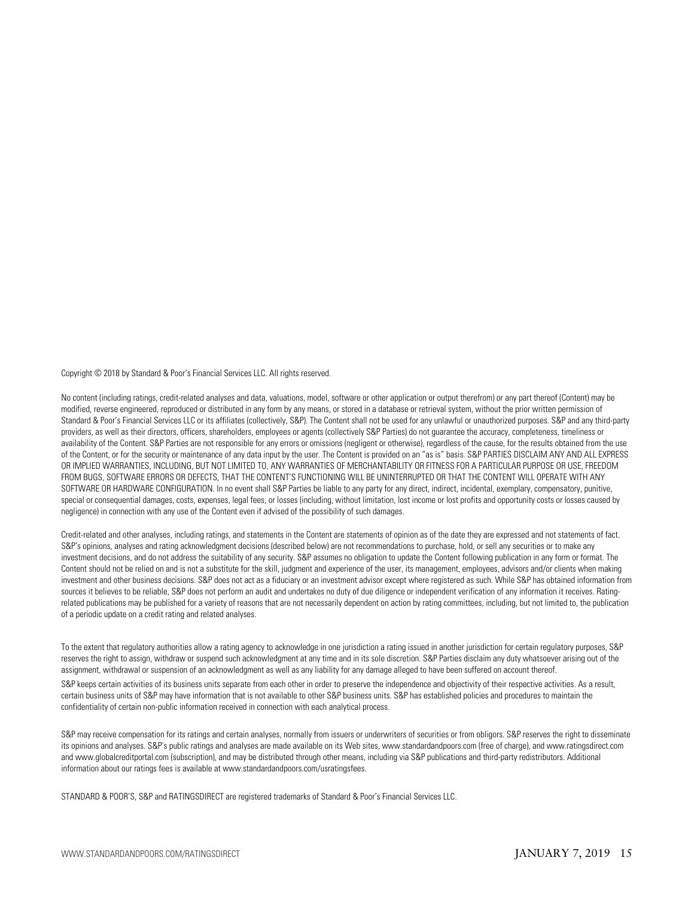Copyright © 2018 by Standard & Poor's Financial Services LLC. All rights reserved.

No content (including ratings, credit-related analyses and data, valuations, model, software or other application or output therefrom) or any part thereof (Content) may be modified, reverse engineered, reproduced or distributed in any form by any means, or stored in a database or retrieval system, without the prior written permission of Standard & Poor's Financial Services LLC or its affiliates (collectively, S&P). The Content shall not be used for any unlawful or unauthorized purposes. S&P and any third-party providers, as well as their directors, officers, shareholders, employees or agents (collectively S&P Parties) do not guarantee the accuracy, completeness, timeliness or availability of the Content. S&P Parties are not responsible for any errors or omissions (negligent or otherwise), regardless of the cause, for the results obtained from the use of the Content, or for the security or maintenance of any data input by the user. The Content is provided on an "as is" basis. S&P PARTIES DISCLAIM ANY AND ALL EXPRESS OR IMPLIED WARRANTIES, INCLUDING, BUT NOT LIMITED TO, ANY WARRANTIES OF MERCHANTABILITY OR FITNESS FOR A PARTICULAR PURPOSE OR USE, FREEDOM FROM BUGS, SOFTWARE ERRORS OR DEFECTS, THAT THE CONTENT'S FUNCTIONING WILL BE UNINTERRUPTED OR THAT THE CONTENT WILL OPERATE WITH ANY SOFTWARE OR HARDWARE CONFIGURATION. In no event shall S&P Parties be liable to any party for any direct, indirect, incidental, exemplary, compensatory, punitive, special or consequential damages, costs, expenses, legal fees, or losses (including, without limitation, lost income or lost profits and opportunity costs or losses caused by negligence) in connection with any use of the Content even if advised of the possibility of such damages.

Credit-related and other analyses, including ratings, and statements in the Content are statements of opinion as of the date they are expressed and not statements of fact. S&P's opinions, analyses and rating acknowledgment decisions (described below) are not recommendations to purchase, hold, or sell any securities or to make any investment decisions, and do not address the suitability of any security. S&P assumes no obligation to update the Content following publication in any form or format. The Content should not be relied on and is not a substitute for the skill, judgment and experience of the user, its management, employees, advisors and/or clients when making investment and other business decisions. S&P does not act as a fiduciary or an investment advisor except where registered as such. While S&P has obtained information from sources it believes to be reliable, S&P does not perform an audit and undertakes no duty of due diligence or independent verification of any information it receives. Rating-related publications may be published for a variety of reasons that are not necessarily dependent on action by rating committees, including, but not limited to, the publication of a periodic update on a credit rating and related analyses.

To the extent that regulatory authorities allow a rating agency to acknowledge in one jurisdiction a rating issued in another jurisdiction for certain regulatory purposes, S&P reserves the right to assign, withdraw or suspend such acknowledgment at any time and in its sole discretion. S&P Parties disclaim any duty whatsoever arising out of the assignment, withdrawal or suspension of an acknowledgment as well as any liability for any damage alleged to have been suffered on account thereof.

S&P keeps certain activities of its business units separate from each other in order to preserve the independence and objectivity of their respective activities. As a result, certain business units of S&P may have information that is not available to other S&P business units. S&P has established policies and procedures to maintain the confidentiality of certain non-public information received in connection with each analytical process.

S&P may receive compensation for its ratings and certain analyses, normally from issuers or underwriters of securities or from obligors. S&P reserves the right to disseminate its opinions and analyses. S&P's public ratings and analyses are made available on its Web sites, www.standardandpoors.com (free of charge), and www.ratingsdirect.com and www.globalcreditportal.com (subscription), and may be distributed through other means, including via S&P publications and third-party redistributors. Additional information about our ratings fees is available at www.standardandpoors.com/usratingsfees.

STANDARD & POOR'S, S&P and RATINGSDIRECT are registered trademarks of Standard & Poor's Financial Services LLC.